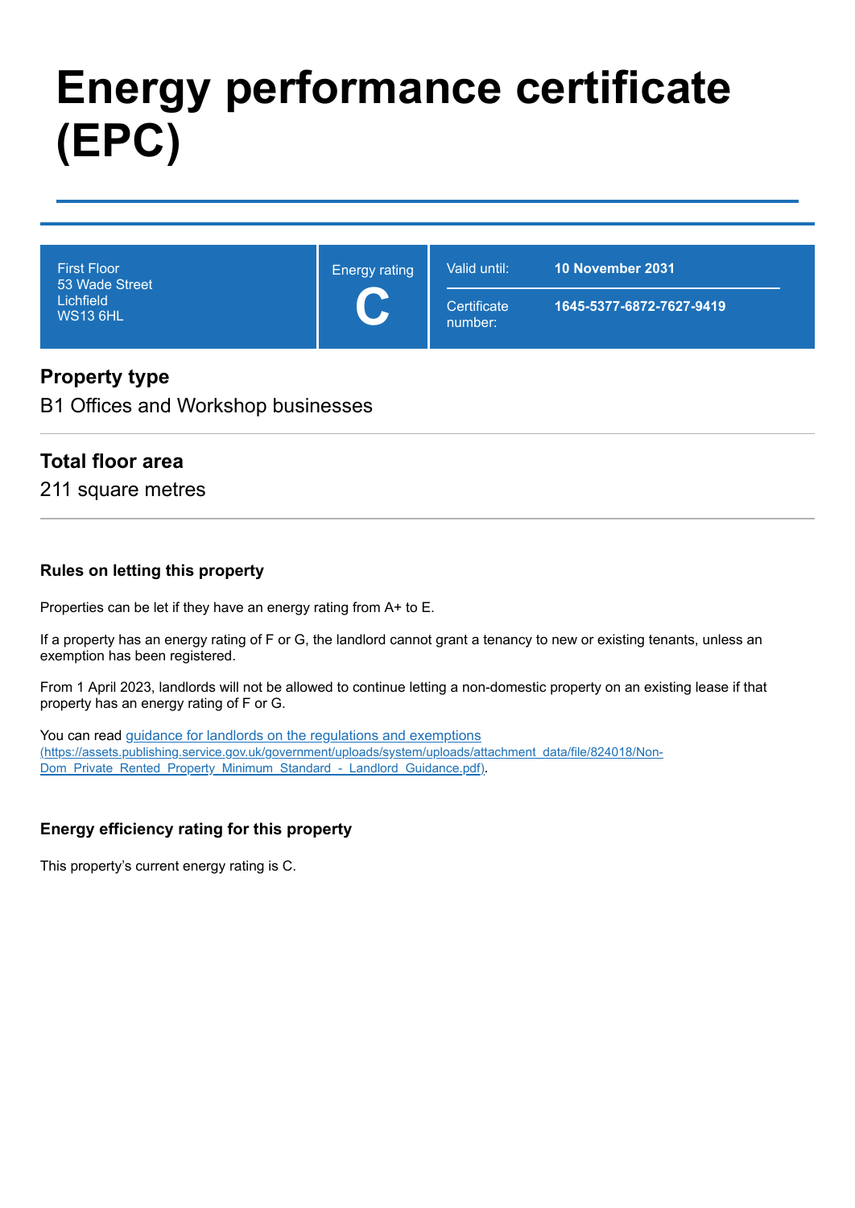# Energy performance certificate (EPC)

| First Floor<br>53 Wade Street<br>Lichfield<br>WS13 6HL | Energy rating<br>**C** | Valid until: | **10 November 2031** |
|---|---|---|---|
| | | Certificate number: | **1645-5377-6872-7627-9419** |

## Property type

B1 Offices and Workshop businesses

## Total floor area

211 square metres

### Rules on letting this property

Properties can be let if they have an energy rating from A+ to E.

If a property has an energy rating of F or G, the landlord cannot grant a tenancy to new or existing tenants, unless an exemption has been registered.

From 1 April 2023, landlords will not be allowed to continue letting a non-domestic property on an existing lease if that property has an energy rating of F or G.

You can read [guidance for landlords on the regulations and exemptions](https://assets.publishing.service.gov.uk/government/uploads/system/uploads/attachment_data/file/824018/Non-Dom_Private_Rented_Property_Minimum_Standard_-_Landlord_Guidance.pdf) (https://assets.publishing.service.gov.uk/government/uploads/system/uploads/attachment_data/file/824018/Non-Dom_Private_Rented_Property_Minimum_Standard_-_Landlord_Guidance.pdf).

### Energy efficiency rating for this property

This property's current energy rating is C.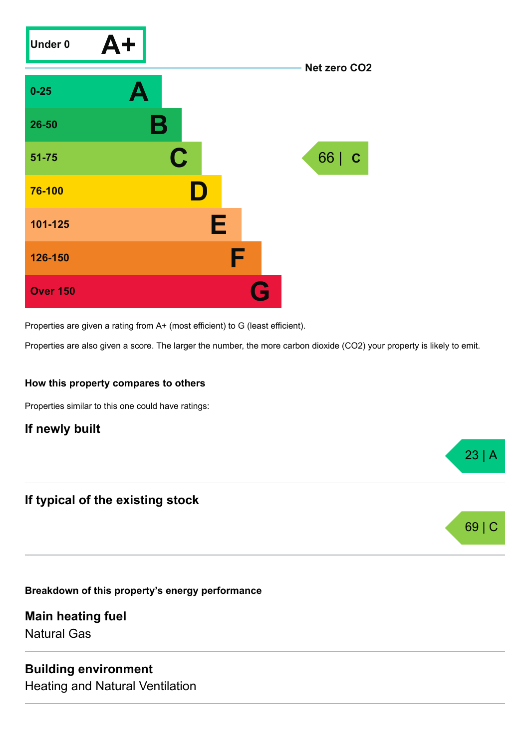| Score | Rating |
| --- | --- |
| Under 0 | A+ |
| 0-25 | A |
| 26-50 | B |
| 51-75 | C |
| 76-100 | D |
| 101-125 | E |
| 126-150 | F |
| Over 150 | G |

Net zero $CO_2$

This property: 66 | C

Properties are given a rating from A+ (most efficient) to G (least efficient).

Properties are also given a score. The larger the number, the more carbon dioxide ($CO_2$) your property is likely to emit.

### How this property compares to others

Properties similar to this one could have ratings:

#### If newly built

23 | A

#### If typical of the existing stock

69 | C

### Breakdown of this property's energy performance

#### Main heating fuel

Natural Gas

#### Building environment

Heating and Natural Ventilation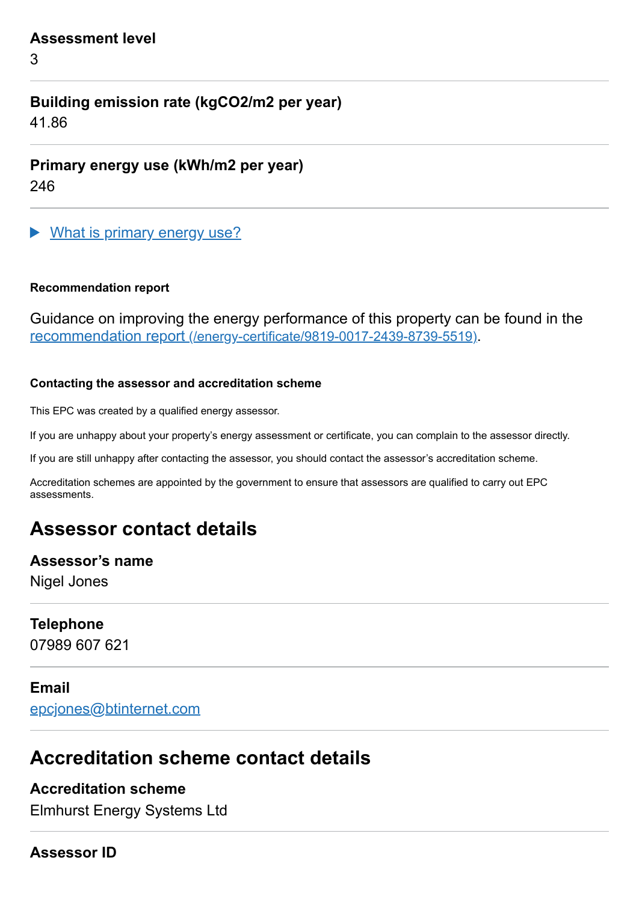**Assessment level**

3

**Building emission rate (kgCO2/m2 per year)**

41.86

**Primary energy use (kWh/m2 per year)**

246

▶ What is primary energy use?

**Recommendation report**

Guidance on improving the energy performance of this property can be found in the recommendation report (/energy-certificate/9819-0017-2439-8739-5519).

**Contacting the assessor and accreditation scheme**

This EPC was created by a qualified energy assessor.

If you are unhappy about your property's energy assessment or certificate, you can complain to the assessor directly.

If you are still unhappy after contacting the assessor, you should contact the assessor's accreditation scheme.

Accreditation schemes are appointed by the government to ensure that assessors are qualified to carry out EPC assessments.

## Assessor contact details

**Assessor's name**

Nigel Jones

**Telephone**

07989 607 621

**Email**

epcjones@btinternet.com

## Accreditation scheme contact details

**Accreditation scheme**

Elmhurst Energy Systems Ltd

**Assessor ID**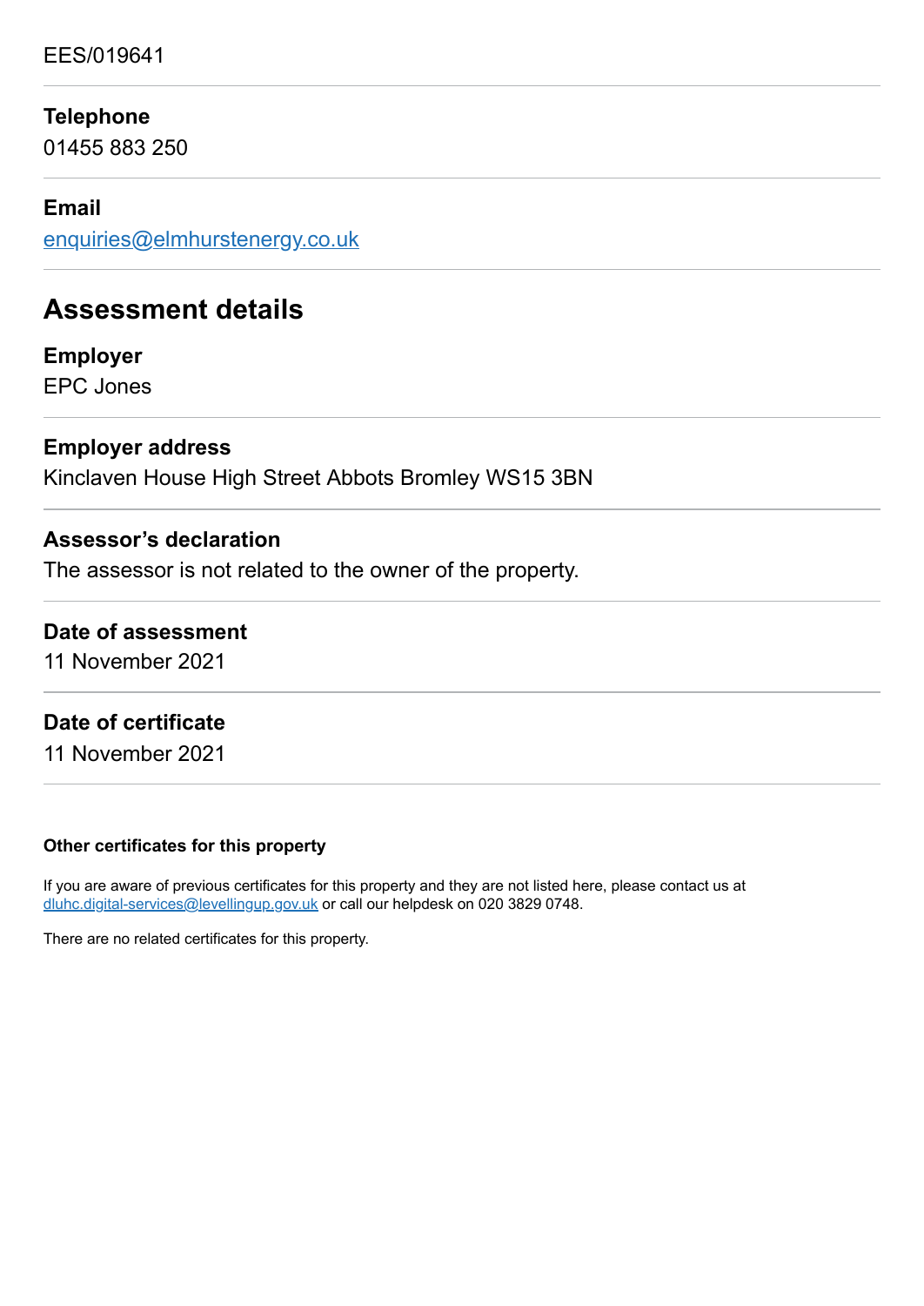EES/019641

**Telephone**
01455 883 250

**Email**
enquiries@elmhurstenergy.co.uk

## Assessment details

**Employer**
EPC Jones

**Employer address**
Kinclaven House High Street Abbots Bromley WS15 3BN

**Assessor's declaration**
The assessor is not related to the owner of the property.

**Date of assessment**
11 November 2021

**Date of certificate**
11 November 2021

#### Other certificates for this property

If you are aware of previous certificates for this property and they are not listed here, please contact us at dluhc.digital-services@levellingup.gov.uk or call our helpdesk on 020 3829 0748.

There are no related certificates for this property.